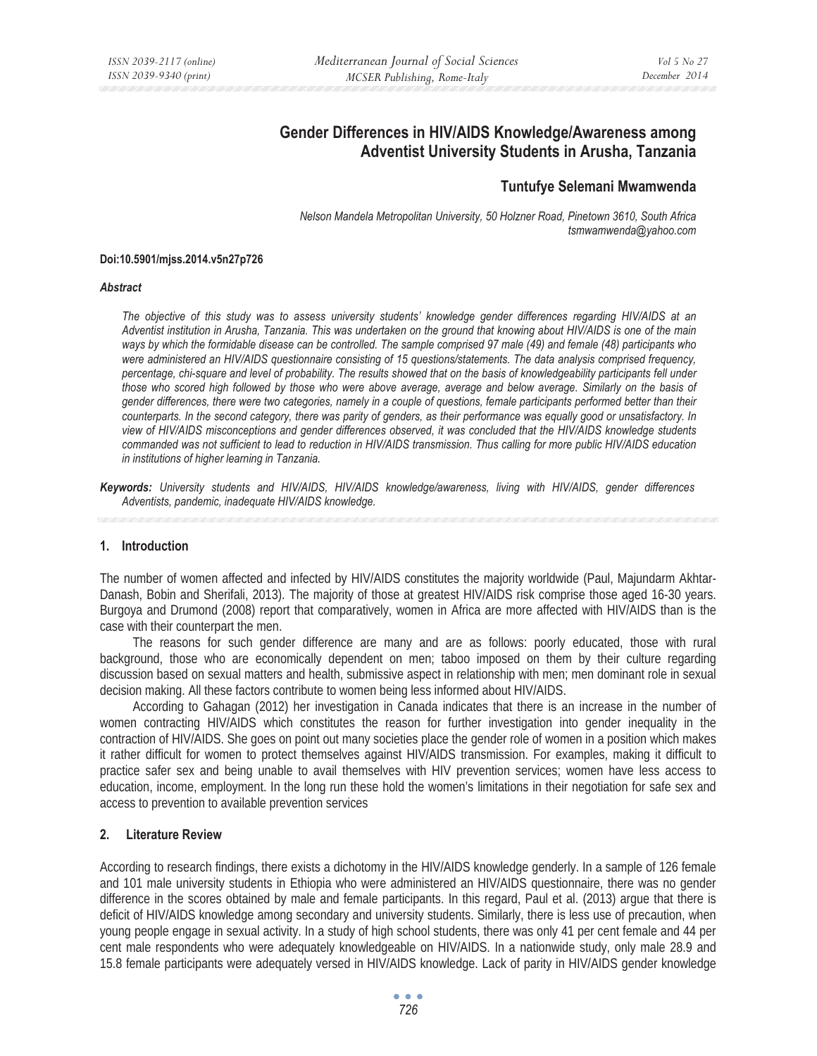# Gender Differences in HIV/AIDS Knowledge/Awareness among Adventist University Students in Arusha, Tanzania

## Tuntufye Selemani Mwamwenda

*Nelson Mandela Metropolitan University, 50 Holzner Road, Pinetown 3610, South Africa*
*tsmwamwenda@yahoo.com*

**Doi:10.5901/mjss.2014.v5n27p726**

***Abstract***

*The objective of this study was to assess university students' knowledge gender differences regarding HIV/AIDS at an Adventist institution in Arusha, Tanzania. This was undertaken on the ground that knowing about HIV/AIDS is one of the main ways by which the formidable disease can be controlled. The sample comprised 97 male (49) and female (48) participants who were administered an HIV/AIDS questionnaire consisting of 15 questions/statements. The data analysis comprised frequency, percentage, chi-square and level of probability. The results showed that on the basis of knowledgeability participants fell under those who scored high followed by those who were above average, average and below average. Similarly on the basis of gender differences, there were two categories, namely in a couple of questions, female participants performed better than their counterparts. In the second category, there was parity of genders, as their performance was equally good or unsatisfactory. In view of HIV/AIDS misconceptions and gender differences observed, it was concluded that the HIV/AIDS knowledge students commanded was not sufficient to lead to reduction in HIV/AIDS transmission. Thus calling for more public HIV/AIDS education in institutions of higher learning in Tanzania.*

***Keywords:*** *University students and HIV/AIDS, HIV/AIDS knowledge/awareness, living with HIV/AIDS, gender differences Adventists, pandemic, inadequate HIV/AIDS knowledge.*

## 1. Introduction

The number of women affected and infected by HIV/AIDS constitutes the majority worldwide (Paul, Majundarm Akhtar-Danash, Bobin and Sherifali, 2013). The majority of those at greatest HIV/AIDS risk comprise those aged 16-30 years. Burgoya and Drumond (2008) report that comparatively, women in Africa are more affected with HIV/AIDS than is the case with their counterpart the men.

The reasons for such gender difference are many and are as follows: poorly educated, those with rural background, those who are economically dependent on men; taboo imposed on them by their culture regarding discussion based on sexual matters and health, submissive aspect in relationship with men; men dominant role in sexual decision making. All these factors contribute to women being less informed about HIV/AIDS.

According to Gahagan (2012) her investigation in Canada indicates that there is an increase in the number of women contracting HIV/AIDS which constitutes the reason for further investigation into gender inequality in the contraction of HIV/AIDS. She goes on point out many societies place the gender role of women in a position which makes it rather difficult for women to protect themselves against HIV/AIDS transmission. For examples, making it difficult to practice safer sex and being unable to avail themselves with HIV prevention services; women have less access to education, income, employment. In the long run these hold the women's limitations in their negotiation for safe sex and access to prevention to available prevention services

## 2. Literature Review

According to research findings, there exists a dichotomy in the HIV/AIDS knowledge genderly. In a sample of 126 female and 101 male university students in Ethiopia who were administered an HIV/AIDS questionnaire, there was no gender difference in the scores obtained by male and female participants. In this regard, Paul et al. (2013) argue that there is deficit of HIV/AIDS knowledge among secondary and university students. Similarly, there is less use of precaution, when young people engage in sexual activity. In a study of high school students, there was only 41 per cent female and 44 per cent male respondents who were adequately knowledgeable on HIV/AIDS. In a nationwide study, only male 28.9 and 15.8 female participants were adequately versed in HIV/AIDS knowledge. Lack of parity in HIV/AIDS gender knowledge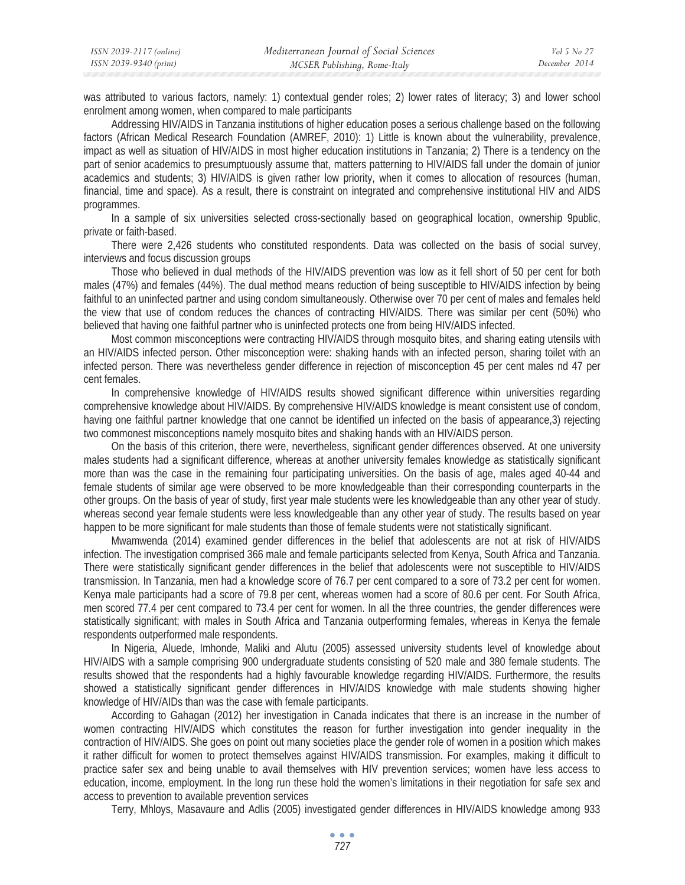was attributed to various factors, namely: 1) contextual gender roles; 2) lower rates of literacy; 3) and lower school enrolment among women, when compared to male participants

Addressing HIV/AIDS in Tanzania institutions of higher education poses a serious challenge based on the following factors (African Medical Research Foundation (AMREF, 2010): 1) Little is known about the vulnerability, prevalence, impact as well as situation of HIV/AIDS in most higher education institutions in Tanzania; 2) There is a tendency on the part of senior academics to presumptuously assume that, matters patterning to HIV/AIDS fall under the domain of junior academics and students; 3) HIV/AIDS is given rather low priority, when it comes to allocation of resources (human, financial, time and space). As a result, there is constraint on integrated and comprehensive institutional HIV and AIDS programmes.

In a sample of six universities selected cross-sectionally based on geographical location, ownership 9public, private or faith-based.

There were 2,426 students who constituted respondents. Data was collected on the basis of social survey, interviews and focus discussion groups

Those who believed in dual methods of the HIV/AIDS prevention was low as it fell short of 50 per cent for both males (47%) and females (44%). The dual method means reduction of being susceptible to HIV/AIDS infection by being faithful to an uninfected partner and using condom simultaneously. Otherwise over 70 per cent of males and females held the view that use of condom reduces the chances of contracting HIV/AIDS. There was similar per cent (50%) who believed that having one faithful partner who is uninfected protects one from being HIV/AIDS infected.

Most common misconceptions were contracting HIV/AIDS through mosquito bites, and sharing eating utensils with an HIV/AIDS infected person. Other misconception were: shaking hands with an infected person, sharing toilet with an infected person. There was nevertheless gender difference in rejection of misconception 45 per cent males nd 47 per cent females.

In comprehensive knowledge of HIV/AIDS results showed significant difference within universities regarding comprehensive knowledge about HIV/AIDS. By comprehensive HIV/AIDS knowledge is meant consistent use of condom, having one faithful partner knowledge that one cannot be identified un infected on the basis of appearance,3) rejecting two commonest misconceptions namely mosquito bites and shaking hands with an HIV/AIDS person.

On the basis of this criterion, there were, nevertheless, significant gender differences observed. At one university males students had a significant difference, whereas at another university females knowledge as statistically significant more than was the case in the remaining four participating universities. On the basis of age, males aged 40-44 and female students of similar age were observed to be more knowledgeable than their corresponding counterparts in the other groups. On the basis of year of study, first year male students were les knowledgeable than any other year of study. whereas second year female students were less knowledgeable than any other year of study. The results based on year happen to be more significant for male students than those of female students were not statistically significant.

Mwamwenda (2014) examined gender differences in the belief that adolescents are not at risk of HIV/AIDS infection. The investigation comprised 366 male and female participants selected from Kenya, South Africa and Tanzania. There were statistically significant gender differences in the belief that adolescents were not susceptible to HIV/AIDS transmission. In Tanzania, men had a knowledge score of 76.7 per cent compared to a sore of 73.2 per cent for women. Kenya male participants had a score of 79.8 per cent, whereas women had a score of 80.6 per cent. For South Africa, men scored 77.4 per cent compared to 73.4 per cent for women. In all the three countries, the gender differences were statistically significant; with males in South Africa and Tanzania outperforming females, whereas in Kenya the female respondents outperformed male respondents.

In Nigeria, Aluede, Imhonde, Maliki and Alutu (2005) assessed university students level of knowledge about HIV/AIDS with a sample comprising 900 undergraduate students consisting of 520 male and 380 female students. The results showed that the respondents had a highly favourable knowledge regarding HIV/AIDS. Furthermore, the results showed a statistically significant gender differences in HIV/AIDS knowledge with male students showing higher knowledge of HIV/AIDs than was the case with female participants.

According to Gahagan (2012) her investigation in Canada indicates that there is an increase in the number of women contracting HIV/AIDS which constitutes the reason for further investigation into gender inequality in the contraction of HIV/AIDS. She goes on point out many societies place the gender role of women in a position which makes it rather difficult for women to protect themselves against HIV/AIDS transmission. For examples, making it difficult to practice safer sex and being unable to avail themselves with HIV prevention services; women have less access to education, income, employment. In the long run these hold the women's limitations in their negotiation for safe sex and access to prevention to available prevention services

Terry, Mhloys, Masavaure and Adlis (2005) investigated gender differences in HIV/AIDS knowledge among 933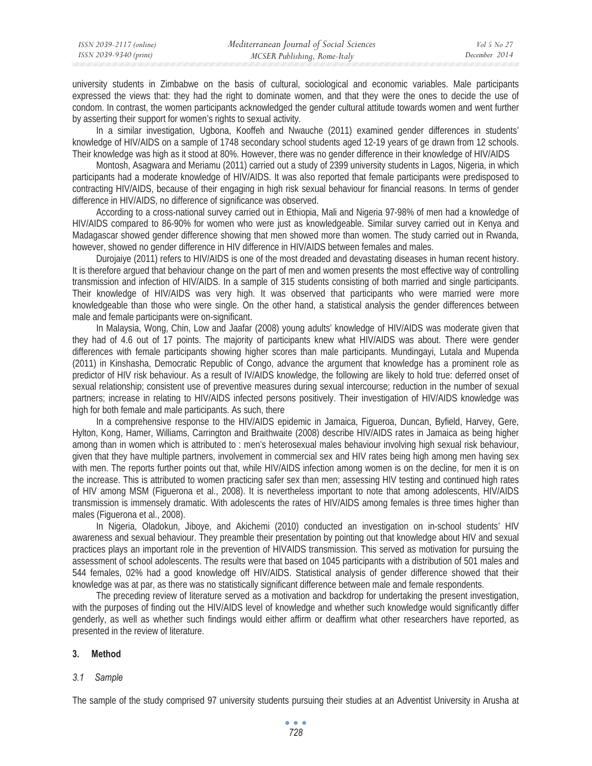university students in Zimbabwe on the basis of cultural, sociological and economic variables. Male participants expressed the views that: they had the right to dominate women, and that they were the ones to decide the use of condom. In contrast, the women participants acknowledged the gender cultural attitude towards women and went further by asserting their support for women's rights to sexual activity.

In a similar investigation, Ugbona, Kooffeh and Nwauche (2011) examined gender differences in students' knowledge of HIV/AIDS on a sample of 1748 secondary school students aged 12-19 years of ge drawn from 12 schools. Their knowledge was high as it stood at 80%. However, there was no gender difference in their knowledge of HIV/AIDS

Montosh, Asagwara and Meriamu (2011) carried out a study of 2399 university students in Lagos, Nigeria, in which participants had a moderate knowledge of HIV/AIDS. It was also reported that female participants were predisposed to contracting HIV/AIDS, because of their engaging in high risk sexual behaviour for financial reasons. In terms of gender difference in HIV/AIDS, no difference of significance was observed.

According to a cross-national survey carried out in Ethiopia, Mali and Nigeria 97-98% of men had a knowledge of HIV/AIDS compared to 86-90% for women who were just as knowledgeable. Similar survey carried out in Kenya and Madagascar showed gender difference showing that men showed more than women. The study carried out in Rwanda, however, showed no gender difference in HIV difference in HIV/AIDS between females and males.

Durojaiye (2011) refers to HIV/AIDS is one of the most dreaded and devastating diseases in human recent history. It is therefore argued that behaviour change on the part of men and women presents the most effective way of controlling transmission and infection of HIV/AIDS. In a sample of 315 students consisting of both married and single participants. Their knowledge of HIV/AIDS was very high. It was observed that participants who were married were more knowledgeable than those who were single. On the other hand, a statistical analysis the gender differences between male and female participants were on-significant.

In Malaysia, Wong, Chin, Low and Jaafar (2008) young adults' knowledge of HIV/AIDS was moderate given that they had of 4.6 out of 17 points. The majority of participants knew what HIV/AIDS was about. There were gender differences with female participants showing higher scores than male participants. Mundingayi, Lutala and Mupenda (2011) in Kinshasha, Democratic Republic of Congo, advance the argument that knowledge has a prominent role as predictor of HIV risk behaviour. As a result of IV/AIDS knowledge, the following are likely to hold true: deferred onset of sexual relationship; consistent use of preventive measures during sexual intercourse; reduction in the number of sexual partners; increase in relating to HIV/AIDS infected persons positively. Their investigation of HIV/AIDS knowledge was high for both female and male participants. As such, there

In a comprehensive response to the HIV/AIDS epidemic in Jamaica, Figueroa, Duncan, Byfield, Harvey, Gere, Hylton, Kong, Hamer, Williams, Carrington and Braithwaite (2008) describe HIV/AIDS rates in Jamaica as being higher among than in women which is attributed to : men's heterosexual males behaviour involving high sexual risk behaviour, given that they have multiple partners, involvement in commercial sex and HIV rates being high among men having sex with men. The reports further points out that, while HIV/AIDS infection among women is on the decline, for men it is on the increase. This is attributed to women practicing safer sex than men; assessing HIV testing and continued high rates of HIV among MSM (Figuerona et al., 2008). It is nevertheless important to note that among adolescents, HIV/AIDS transmission is immensely dramatic. With adolescents the rates of HIV/AIDS among females is three times higher than males (Figuerona et al., 2008).

In Nigeria, Oladokun, Jiboye, and Akichemi (2010) conducted an investigation on in-school students' HIV awareness and sexual behaviour. They preamble their presentation by pointing out that knowledge about HIV and sexual practices plays an important role in the prevention of HIVAIDS transmission. This served as motivation for pursuing the assessment of school adolescents. The results were that based on 1045 participants with a distribution of 501 males and 544 females, 02% had a good knowledge off HIV/AIDS. Statistical analysis of gender difference showed that their knowledge was at par, as there was no statistically significant difference between male and female respondents.

The preceding review of literature served as a motivation and backdrop for undertaking the present investigation, with the purposes of finding out the HIV/AIDS level of knowledge and whether such knowledge would significantly differ genderly, as well as whether such findings would either affirm or deaffirm what other researchers have reported, as presented in the review of literature.

## 3. Method

### *3.1 Sample*

The sample of the study comprised 97 university students pursuing their studies at an Adventist University in Arusha at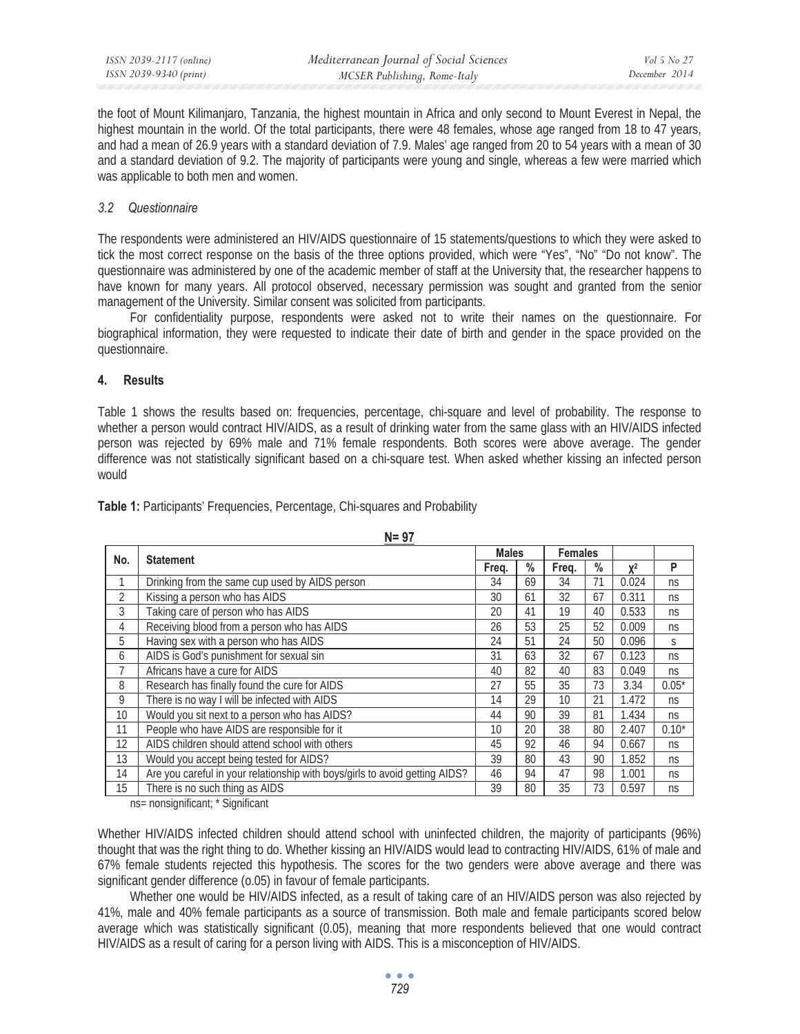the foot of Mount Kilimanjaro, Tanzania, the highest mountain in Africa and only second to Mount Everest in Nepal, the highest mountain in the world. Of the total participants, there were 48 females, whose age ranged from 18 to 47 years, and had a mean of 26.9 years with a standard deviation of 7.9. Males' age ranged from 20 to 54 years with a mean of 30 and a standard deviation of 9.2. The majority of participants were young and single, whereas a few were married which was applicable to both men and women.

### *3.2 Questionnaire*

The respondents were administered an HIV/AIDS questionnaire of 15 statements/questions to which they were asked to tick the most correct response on the basis of the three options provided, which were "Yes", "No" "Do not know". The questionnaire was administered by one of the academic member of staff at the University that, the researcher happens to have known for many years. All protocol observed, necessary permission was sought and granted from the senior management of the University. Similar consent was solicited from participants.

For confidentiality purpose, respondents were asked not to write their names on the questionnaire. For biographical information, they were requested to indicate their date of birth and gender in the space provided on the questionnaire.

## 4. Results

Table 1 shows the results based on: frequencies, percentage, chi-square and level of probability. The response to whether a person would contract HIV/AIDS, as a result of drinking water from the same glass with an HIV/AIDS infected person was rejected by 69% male and 71% female respondents. Both scores were above average. The gender difference was not statistically significant based on a chi-square test. When asked whether kissing an infected person would

**Table 1:** Participants' Frequencies, Percentage, Chi-squares and Probability

**N= 97**

| No. | Statement | Males | | Females | | | |
|---|---|---|---|---|---|---|---|
| | | Freq. | % | Freq. | % | $\chi^2$ | P |
| 1 | Drinking from the same cup used by AIDS person | 34 | 69 | 34 | 71 | 0.024 | ns |
| 2 | Kissing a person who has AIDS | 30 | 61 | 32 | 67 | 0.311 | ns |
| 3 | Taking care of person who has AIDS | 20 | 41 | 19 | 40 | 0.533 | ns |
| 4 | Receiving blood from a person who has AIDS | 26 | 53 | 25 | 52 | 0.009 | ns |
| 5 | Having sex with a person who has AIDS | 24 | 51 | 24 | 50 | 0.096 | s |
| 6 | AIDS is God's punishment for sexual sin | 31 | 63 | 32 | 67 | 0.123 | ns |
| 7 | Africans have a cure for AIDS | 40 | 82 | 40 | 83 | 0.049 | ns |
| 8 | Research has finally found the cure for AIDS | 27 | 55 | 35 | 73 | 3.34 | 0.05* |
| 9 | There is no way I will be infected with AIDS | 14 | 29 | 10 | 21 | 1.472 | ns |
| 10 | Would you sit next to a person who has AIDS? | 44 | 90 | 39 | 81 | 1.434 | ns |
| 11 | People who have AIDS are responsible for it | 10 | 20 | 38 | 80 | 2.407 | 0.10* |
| 12 | AIDS children should attend school with others | 45 | 92 | 46 | 94 | 0.667 | ns |
| 13 | Would you accept being tested for AIDS? | 39 | 80 | 43 | 90 | 1.852 | ns |
| 14 | Are you careful in your relationship with boys/girls to avoid getting AIDS? | 46 | 94 | 47 | 98 | 1.001 | ns |
| 15 | There is no such thing as AIDS | 39 | 80 | 35 | 73 | 0.597 | ns |

ns= nonsignificant; * Significant

Whether HIV/AIDS infected children should attend school with uninfected children, the majority of participants (96%) thought that was the right thing to do. Whether kissing an HIV/AIDS would lead to contracting HIV/AIDS, 61% of male and 67% female students rejected this hypothesis. The scores for the two genders were above average and there was significant gender difference (o.05) in favour of female participants.

Whether one would be HIV/AIDS infected, as a result of taking care of an HIV/AIDS person was also rejected by 41%, male and 40% female participants as a source of transmission. Both male and female participants scored below average which was statistically significant (0.05), meaning that more respondents believed that one would contract HIV/AIDS as a result of caring for a person living with AIDS. This is a misconception of HIV/AIDS.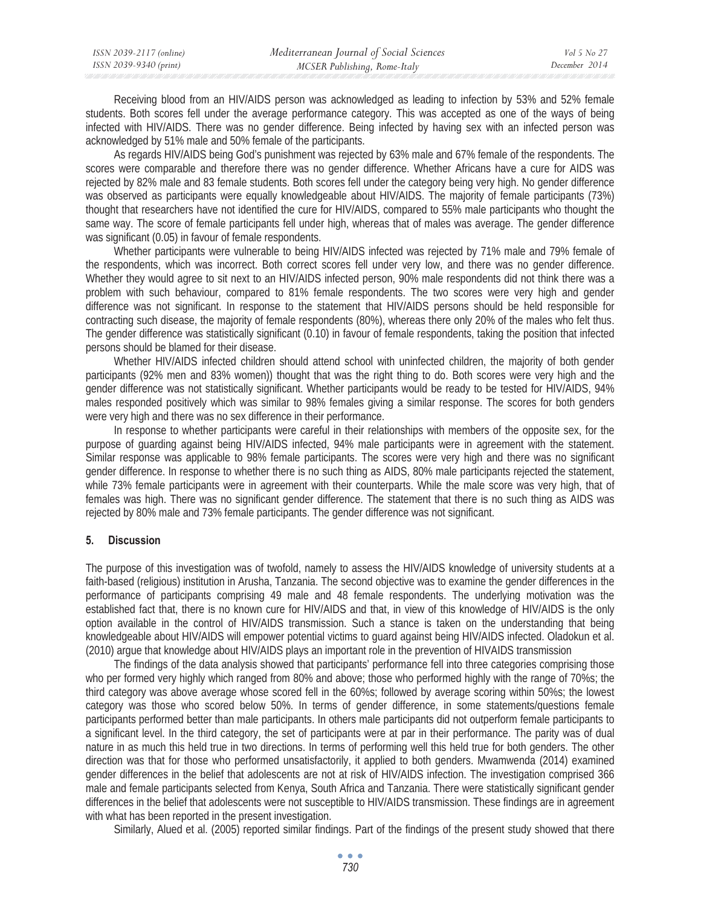Receiving blood from an HIV/AIDS person was acknowledged as leading to infection by 53% and 52% female students. Both scores fell under the average performance category. This was accepted as one of the ways of being infected with HIV/AIDS. There was no gender difference. Being infected by having sex with an infected person was acknowledged by 51% male and 50% female of the participants.

As regards HIV/AIDS being God's punishment was rejected by 63% male and 67% female of the respondents. The scores were comparable and therefore there was no gender difference. Whether Africans have a cure for AIDS was rejected by 82% male and 83 female students. Both scores fell under the category being very high. No gender difference was observed as participants were equally knowledgeable about HIV/AIDS. The majority of female participants (73%) thought that researchers have not identified the cure for HIV/AIDS, compared to 55% male participants who thought the same way. The score of female participants fell under high, whereas that of males was average. The gender difference was significant (0.05) in favour of female respondents.

Whether participants were vulnerable to being HIV/AIDS infected was rejected by 71% male and 79% female of the respondents, which was incorrect. Both correct scores fell under very low, and there was no gender difference. Whether they would agree to sit next to an HIV/AIDS infected person, 90% male respondents did not think there was a problem with such behaviour, compared to 81% female respondents. The two scores were very high and gender difference was not significant. In response to the statement that HIV/AIDS persons should be held responsible for contracting such disease, the majority of female respondents (80%), whereas there only 20% of the males who felt thus. The gender difference was statistically significant (0.10) in favour of female respondents, taking the position that infected persons should be blamed for their disease.

Whether HIV/AIDS infected children should attend school with uninfected children, the majority of both gender participants (92% men and 83% women)) thought that was the right thing to do. Both scores were very high and the gender difference was not statistically significant. Whether participants would be ready to be tested for HIV/AIDS, 94% males responded positively which was similar to 98% females giving a similar response. The scores for both genders were very high and there was no sex difference in their performance.

In response to whether participants were careful in their relationships with members of the opposite sex, for the purpose of guarding against being HIV/AIDS infected, 94% male participants were in agreement with the statement. Similar response was applicable to 98% female participants. The scores were very high and there was no significant gender difference. In response to whether there is no such thing as AIDS, 80% male participants rejected the statement, while 73% female participants were in agreement with their counterparts. While the male score was very high, that of females was high. There was no significant gender difference. The statement that there is no such thing as AIDS was rejected by 80% male and 73% female participants. The gender difference was not significant.

## 5. Discussion

The purpose of this investigation was of twofold, namely to assess the HIV/AIDS knowledge of university students at a faith-based (religious) institution in Arusha, Tanzania. The second objective was to examine the gender differences in the performance of participants comprising 49 male and 48 female respondents. The underlying motivation was the established fact that, there is no known cure for HIV/AIDS and that, in view of this knowledge of HIV/AIDS is the only option available in the control of HIV/AIDS transmission. Such a stance is taken on the understanding that being knowledgeable about HIV/AIDS will empower potential victims to guard against being HIV/AIDS infected. Oladokun et al. (2010) argue that knowledge about HIV/AIDS plays an important role in the prevention of HIVAIDS transmission

The findings of the data analysis showed that participants' performance fell into three categories comprising those who per formed very highly which ranged from 80% and above; those who performed highly with the range of 70%s; the third category was above average whose scored fell in the 60%s; followed by average scoring within 50%s; the lowest category was those who scored below 50%. In terms of gender difference, in some statements/questions female participants performed better than male participants. In others male participants did not outperform female participants to a significant level. In the third category, the set of participants were at par in their performance. The parity was of dual nature in as much this held true in two directions. In terms of performing well this held true for both genders. The other direction was that for those who performed unsatisfactorily, it applied to both genders. Mwamwenda (2014) examined gender differences in the belief that adolescents are not at risk of HIV/AIDS infection. The investigation comprised 366 male and female participants selected from Kenya, South Africa and Tanzania. There were statistically significant gender differences in the belief that adolescents were not susceptible to HIV/AIDS transmission. These findings are in agreement with what has been reported in the present investigation.

Similarly, Alued et al. (2005) reported similar findings. Part of the findings of the present study showed that there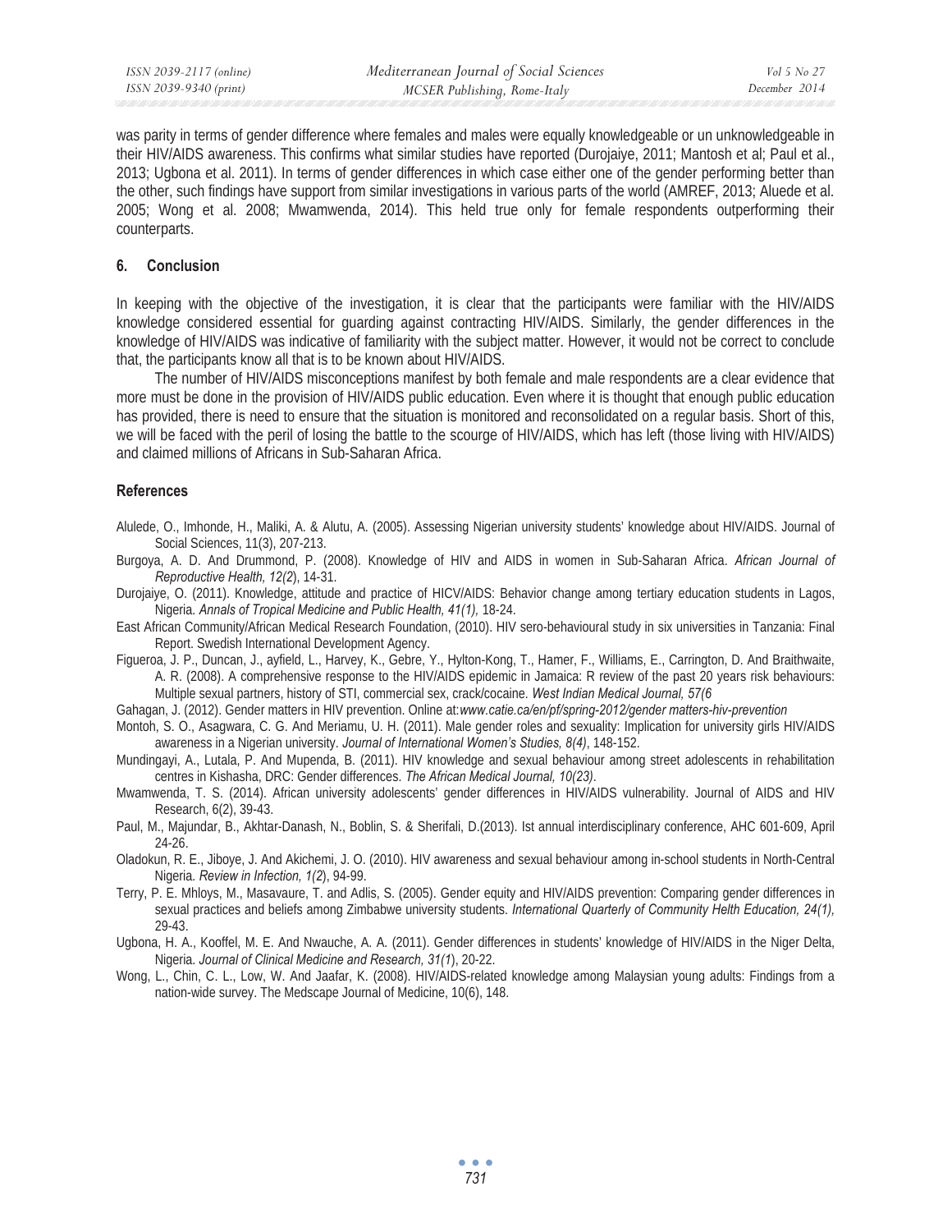was parity in terms of gender difference where females and males were equally knowledgeable or un unknowledgeable in their HIV/AIDS awareness. This confirms what similar studies have reported (Durojaiye, 2011; Mantosh et al; Paul et al., 2013; Ugbona et al. 2011). In terms of gender differences in which case either one of the gender performing better than the other, such findings have support from similar investigations in various parts of the world (AMREF, 2013; Aluede et al. 2005; Wong et al. 2008; Mwamwenda, 2014). This held true only for female respondents outperforming their counterparts.

## 6. Conclusion

In keeping with the objective of the investigation, it is clear that the participants were familiar with the HIV/AIDS knowledge considered essential for guarding against contracting HIV/AIDS. Similarly, the gender differences in the knowledge of HIV/AIDS was indicative of familiarity with the subject matter. However, it would not be correct to conclude that, the participants know all that is to be known about HIV/AIDS.

The number of HIV/AIDS misconceptions manifest by both female and male respondents are a clear evidence that more must be done in the provision of HIV/AIDS public education. Even where it is thought that enough public education has provided, there is need to ensure that the situation is monitored and reconsolidated on a regular basis. Short of this, we will be faced with the peril of losing the battle to the scourge of HIV/AIDS, which has left (those living with HIV/AIDS) and claimed millions of Africans in Sub-Saharan Africa.

## References

Alulede, O., Imhonde, H., Maliki, A. & Alutu, A. (2005). Assessing Nigerian university students' knowledge about HIV/AIDS. Journal of Social Sciences, 11(3), 207-213.

Burgoya, A. D. And Drummond, P. (2008). Knowledge of HIV and AIDS in women in Sub-Saharan Africa. *African Journal of Reproductive Health, 12(2*), 14-31.

Durojaiye, O. (2011). Knowledge, attitude and practice of HICV/AIDS: Behavior change among tertiary education students in Lagos, Nigeria. *Annals of Tropical Medicine and Public Health, 41(1),* 18-24.

East African Community/African Medical Research Foundation, (2010). HIV sero-behavioural study in six universities in Tanzania: Final Report. Swedish International Development Agency.

Figueroa, J. P., Duncan, J., ayfield, L., Harvey, K., Gebre, Y., Hylton-Kong, T., Hamer, F., Williams, E., Carrington, D. And Braithwaite, A. R. (2008). A comprehensive response to the HIV/AIDS epidemic in Jamaica: R review of the past 20 years risk behaviours: Multiple sexual partners, history of STI, commercial sex, crack/cocaine. *West Indian Medical Journal, 57(6*

Gahagan, J. (2012). Gender matters in HIV prevention. Online at:*www.catie.ca/en/pf/spring-2012/gender matters-hiv-prevention*

Montoh, S. O., Asagwara, C. G. And Meriamu, U. H. (2011). Male gender roles and sexuality: Implication for university girls HIV/AIDS awareness in a Nigerian university. *Journal of International Women's Studies, 8(4)*, 148-152.

Mundingayi, A., Lutala, P. And Mupenda, B. (2011). HIV knowledge and sexual behaviour among street adolescents in rehabilitation centres in Kishasha, DRC: Gender differences. *The African Medical Journal, 10(23).*

Mwamwenda, T. S. (2014). African university adolescents' gender differences in HIV/AIDS vulnerability. Journal of AIDS and HIV Research, 6(2), 39-43.

Paul, M., Majundar, B., Akhtar-Danash, N., Boblin, S. & Sherifali, D.(2013). Ist annual interdisciplinary conference, AHC 601-609, April 24-26.

Oladokun, R. E., Jiboye, J. And Akichemi, J. O. (2010). HIV awareness and sexual behaviour among in-school students in North-Central Nigeria. *Review in Infection, 1(2*), 94-99.

Terry, P. E. Mhloys, M., Masavaure, T. and Adlis, S. (2005). Gender equity and HIV/AIDS prevention: Comparing gender differences in sexual practices and beliefs among Zimbabwe university students. *International Quarterly of Community Helth Education, 24(1),* 29-43.

Ugbona, H. A., Kooffel, M. E. And Nwauche, A. A. (2011). Gender differences in students' knowledge of HIV/AIDS in the Niger Delta, Nigeria. *Journal of Clinical Medicine and Research, 31(1*), 20-22.

Wong, L., Chin, C. L., Low, W. And Jaafar, K. (2008). HIV/AIDS-related knowledge among Malaysian young adults: Findings from a nation-wide survey. The Medscape Journal of Medicine, 10(6), 148.